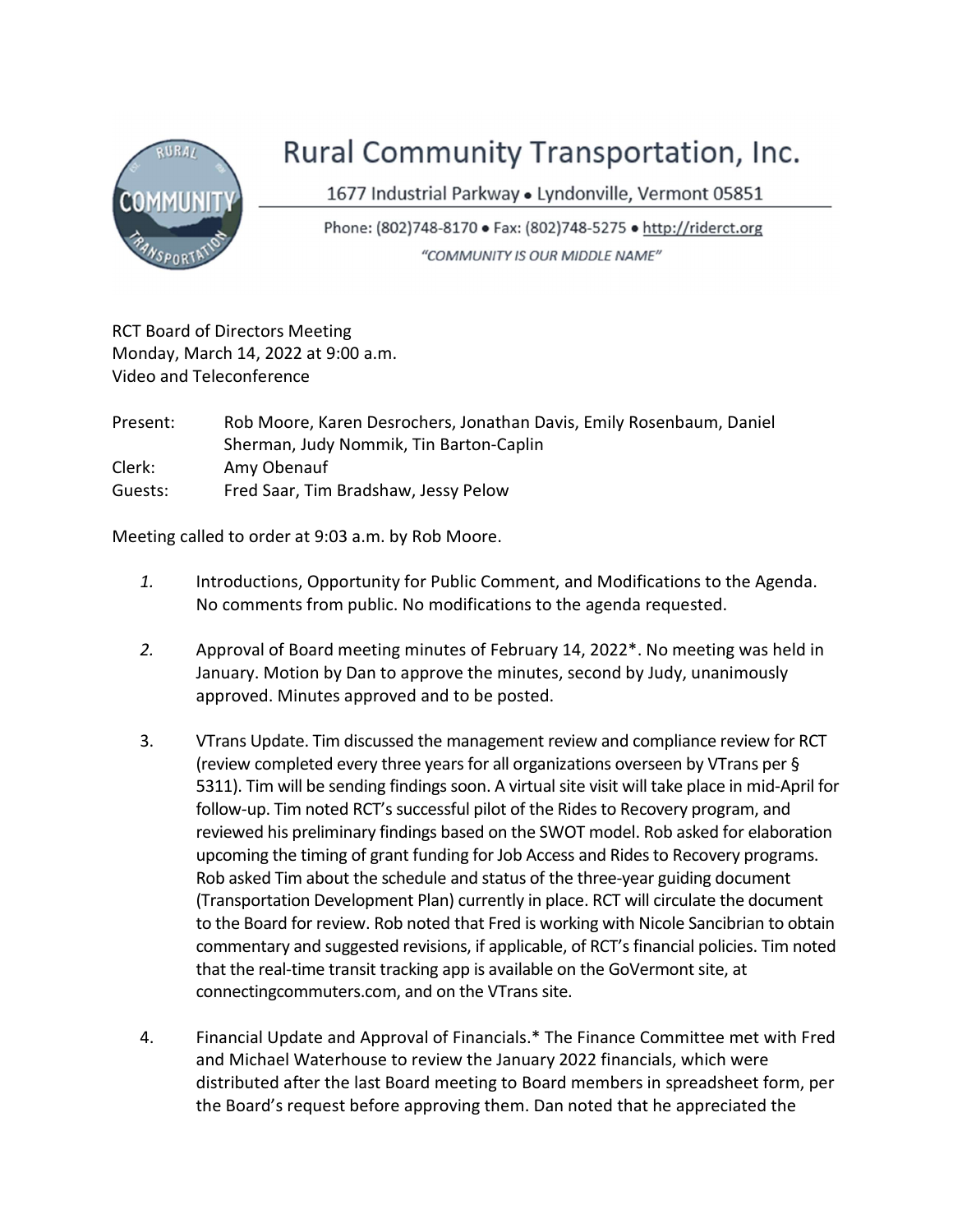# Rural Community Transportation, Inc.

1677 Industrial Parkway • Lyndonville, Vermont 05851

Phone: (802)748-8170 • Fax: (802)748-5275 • http://riderct.org

*"COMMUNITY IS OUR MIDDLE NAME"*

RCT Board of Directors Meeting
Monday, March 14, 2022 at 9:00 a.m.
Video and Teleconference

Present: Rob Moore, Karen Desrochers, Jonathan Davis, Emily Rosenbaum, Daniel Sherman, Judy Nommik, Tin Barton-Caplin
Clerk: Amy Obenauf
Guests: Fred Saar, Tim Bradshaw, Jessy Pelow

Meeting called to order at 9:03 a.m. by Rob Moore.

1. Introductions, Opportunity for Public Comment, and Modifications to the Agenda. No comments from public. No modifications to the agenda requested.

2. Approval of Board meeting minutes of February 14, 2022*. No meeting was held in January. Motion by Dan to approve the minutes, second by Judy, unanimously approved. Minutes approved and to be posted.

3. VTrans Update. Tim discussed the management review and compliance review for RCT (review completed every three years for all organizations overseen by VTrans per § 5311). Tim will be sending findings soon. A virtual site visit will take place in mid-April for follow-up. Tim noted RCT's successful pilot of the Rides to Recovery program, and reviewed his preliminary findings based on the SWOT model. Rob asked for elaboration upcoming the timing of grant funding for Job Access and Rides to Recovery programs. Rob asked Tim about the schedule and status of the three-year guiding document (Transportation Development Plan) currently in place. RCT will circulate the document to the Board for review. Rob noted that Fred is working with Nicole Sancibrian to obtain commentary and suggested revisions, if applicable, of RCT's financial policies. Tim noted that the real-time transit tracking app is available on the GoVermont site, at connectingcommuters.com, and on the VTrans site.

4. Financial Update and Approval of Financials.* The Finance Committee met with Fred and Michael Waterhouse to review the January 2022 financials, which were distributed after the last Board meeting to Board members in spreadsheet form, per the Board's request before approving them. Dan noted that he appreciated the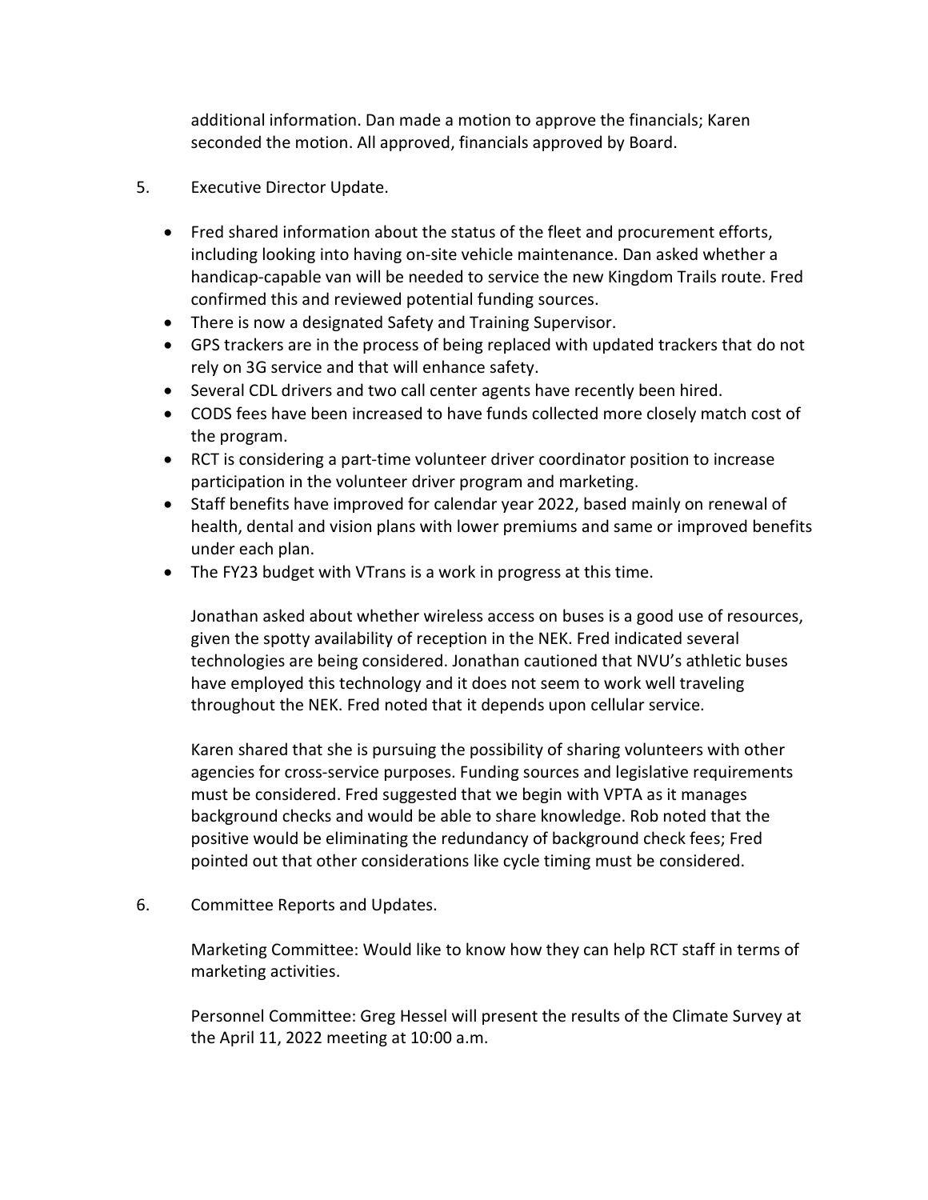additional information. Dan made a motion to approve the financials; Karen seconded the motion. All approved, financials approved by Board.

5. Executive Director Update.

- Fred shared information about the status of the fleet and procurement efforts, including looking into having on-site vehicle maintenance. Dan asked whether a handicap-capable van will be needed to service the new Kingdom Trails route. Fred confirmed this and reviewed potential funding sources.
- There is now a designated Safety and Training Supervisor.
- GPS trackers are in the process of being replaced with updated trackers that do not rely on 3G service and that will enhance safety.
- Several CDL drivers and two call center agents have recently been hired.
- CODS fees have been increased to have funds collected more closely match cost of the program.
- RCT is considering a part-time volunteer driver coordinator position to increase participation in the volunteer driver program and marketing.
- Staff benefits have improved for calendar year 2022, based mainly on renewal of health, dental and vision plans with lower premiums and same or improved benefits under each plan.
- The FY23 budget with VTrans is a work in progress at this time.

Jonathan asked about whether wireless access on buses is a good use of resources, given the spotty availability of reception in the NEK. Fred indicated several technologies are being considered. Jonathan cautioned that NVU's athletic buses have employed this technology and it does not seem to work well traveling throughout the NEK. Fred noted that it depends upon cellular service.

Karen shared that she is pursuing the possibility of sharing volunteers with other agencies for cross-service purposes. Funding sources and legislative requirements must be considered. Fred suggested that we begin with VPTA as it manages background checks and would be able to share knowledge. Rob noted that the positive would be eliminating the redundancy of background check fees; Fred pointed out that other considerations like cycle timing must be considered.

6. Committee Reports and Updates.

Marketing Committee: Would like to know how they can help RCT staff in terms of marketing activities.

Personnel Committee: Greg Hessel will present the results of the Climate Survey at the April 11, 2022 meeting at 10:00 a.m.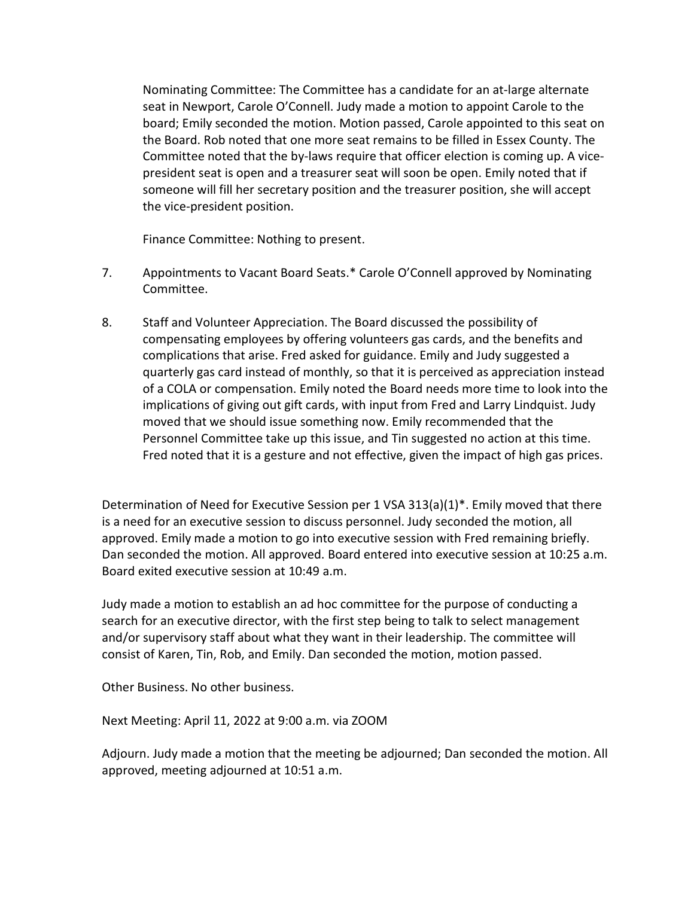Nominating Committee: The Committee has a candidate for an at-large alternate seat in Newport, Carole O'Connell. Judy made a motion to appoint Carole to the board; Emily seconded the motion. Motion passed, Carole appointed to this seat on the Board. Rob noted that one more seat remains to be filled in Essex County. The Committee noted that the by-laws require that officer election is coming up. A vice-president seat is open and a treasurer seat will soon be open. Emily noted that if someone will fill her secretary position and the treasurer position, she will accept the vice-president position.

Finance Committee: Nothing to present.

7. Appointments to Vacant Board Seats.* Carole O'Connell approved by Nominating Committee.

8. Staff and Volunteer Appreciation. The Board discussed the possibility of compensating employees by offering volunteers gas cards, and the benefits and complications that arise. Fred asked for guidance. Emily and Judy suggested a quarterly gas card instead of monthly, so that it is perceived as appreciation instead of a COLA or compensation. Emily noted the Board needs more time to look into the implications of giving out gift cards, with input from Fred and Larry Lindquist. Judy moved that we should issue something now. Emily recommended that the Personnel Committee take up this issue, and Tin suggested no action at this time. Fred noted that it is a gesture and not effective, given the impact of high gas prices.

Determination of Need for Executive Session per 1 VSA 313(a)(1)*. Emily moved that there is a need for an executive session to discuss personnel. Judy seconded the motion, all approved. Emily made a motion to go into executive session with Fred remaining briefly. Dan seconded the motion. All approved. Board entered into executive session at 10:25 a.m. Board exited executive session at 10:49 a.m.

Judy made a motion to establish an ad hoc committee for the purpose of conducting a search for an executive director, with the first step being to talk to select management and/or supervisory staff about what they want in their leadership. The committee will consist of Karen, Tin, Rob, and Emily. Dan seconded the motion, motion passed.

Other Business. No other business.

Next Meeting: April 11, 2022 at 9:00 a.m. via ZOOM

Adjourn. Judy made a motion that the meeting be adjourned; Dan seconded the motion. All approved, meeting adjourned at 10:51 a.m.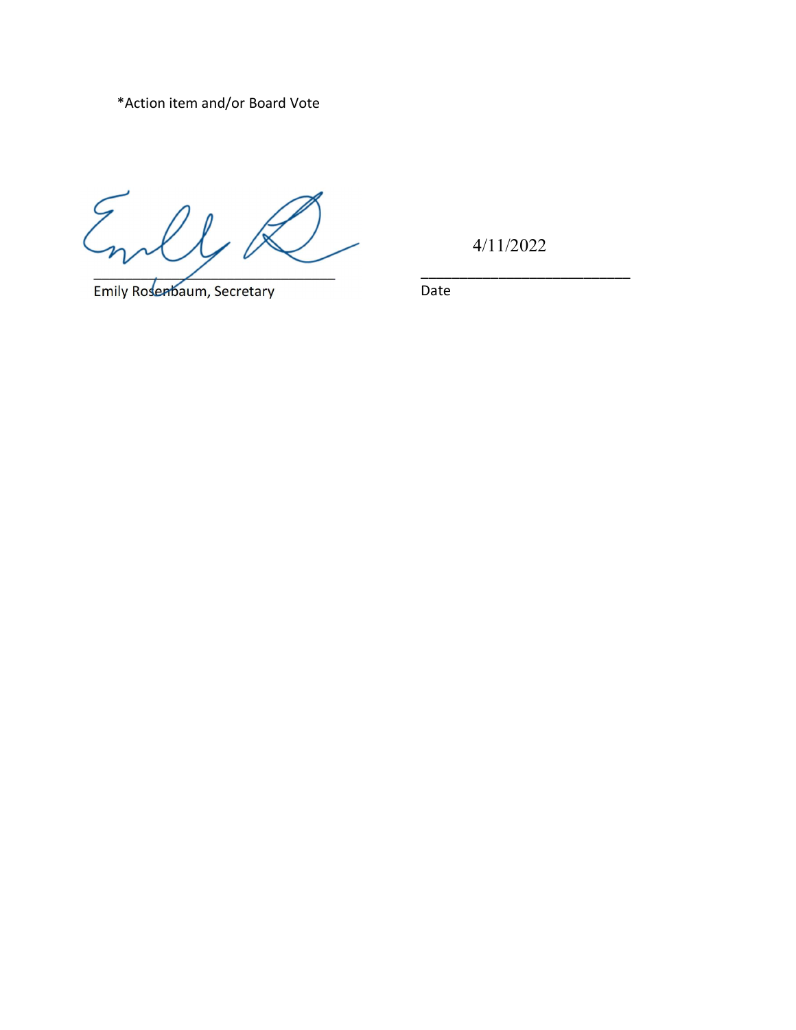*Action item and/or Board Vote

______________________________ 
Emily Rosenbaum, Secretary

4/11/2022
______________________________
Date